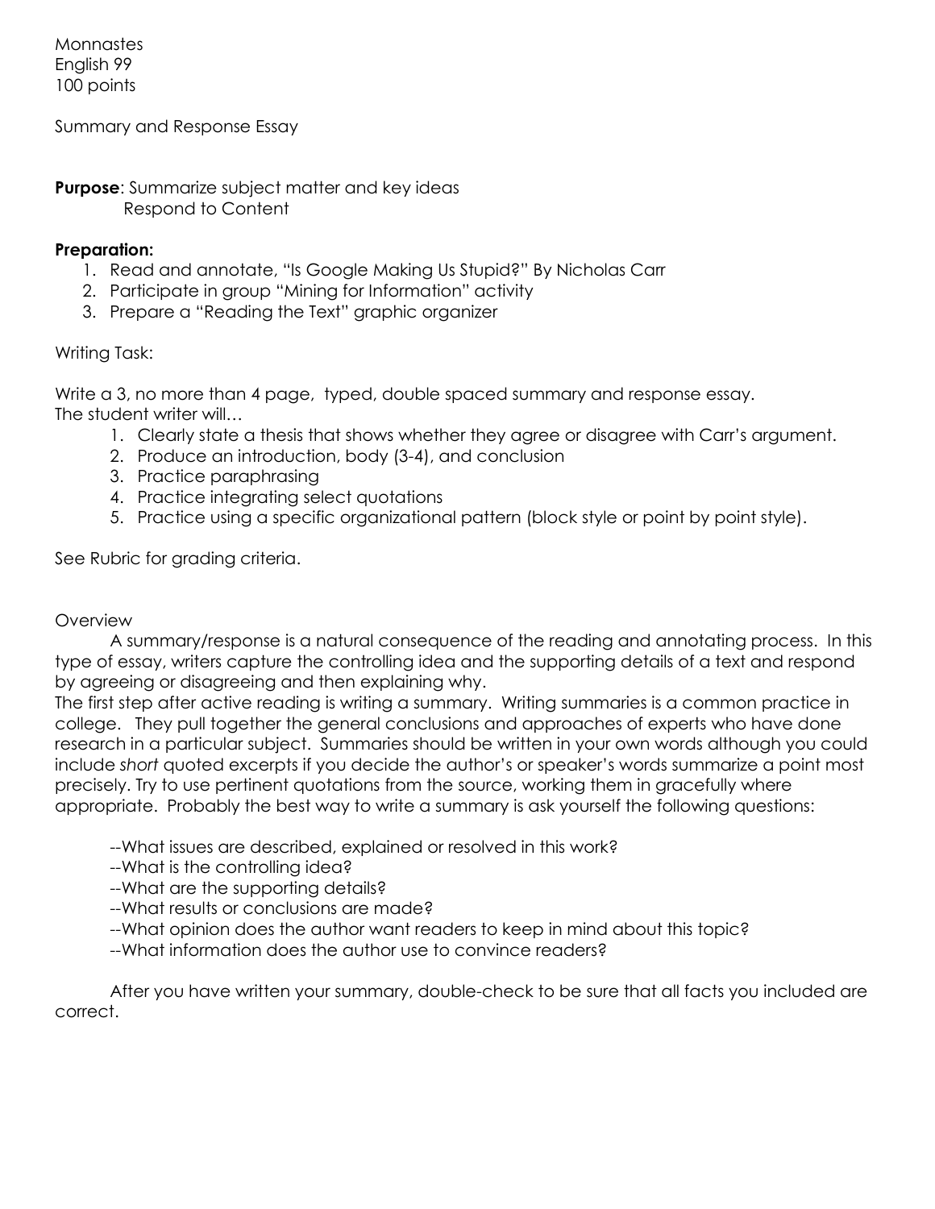Monnastes
English 99
100 points

Summary and Response Essay

**Purpose**: Summarize subject matter and key ideas
Respond to Content

**Preparation:**

1. Read and annotate, "Is Google Making Us Stupid?" By Nicholas Carr
2. Participate in group "Mining for Information" activity
3. Prepare a "Reading the Text" graphic organizer

Writing Task:

Write a 3, no more than 4 page, typed, double spaced summary and response essay.
The student writer will…

1. Clearly state a thesis that shows whether they agree or disagree with Carr's argument.
2. Produce an introduction, body (3-4), and conclusion
3. Practice paraphrasing
4. Practice integrating select quotations
5. Practice using a specific organizational pattern (block style or point by point style).

See Rubric for grading criteria.

Overview

A summary/response is a natural consequence of the reading and annotating process. In this type of essay, writers capture the controlling idea and the supporting details of a text and respond by agreeing or disagreeing and then explaining why.

The first step after active reading is writing a summary. Writing summaries is a common practice in college. They pull together the general conclusions and approaches of experts who have done research in a particular subject. Summaries should be written in your own words although you could include *short* quoted excerpts if you decide the author's or speaker's words summarize a point most precisely. Try to use pertinent quotations from the source, working them in gracefully where appropriate. Probably the best way to write a summary is ask yourself the following questions:

--What issues are described, explained or resolved in this work?
--What is the controlling idea?
--What are the supporting details?
--What results or conclusions are made?
--What opinion does the author want readers to keep in mind about this topic?
--What information does the author use to convince readers?

After you have written your summary, double-check to be sure that all facts you included are correct.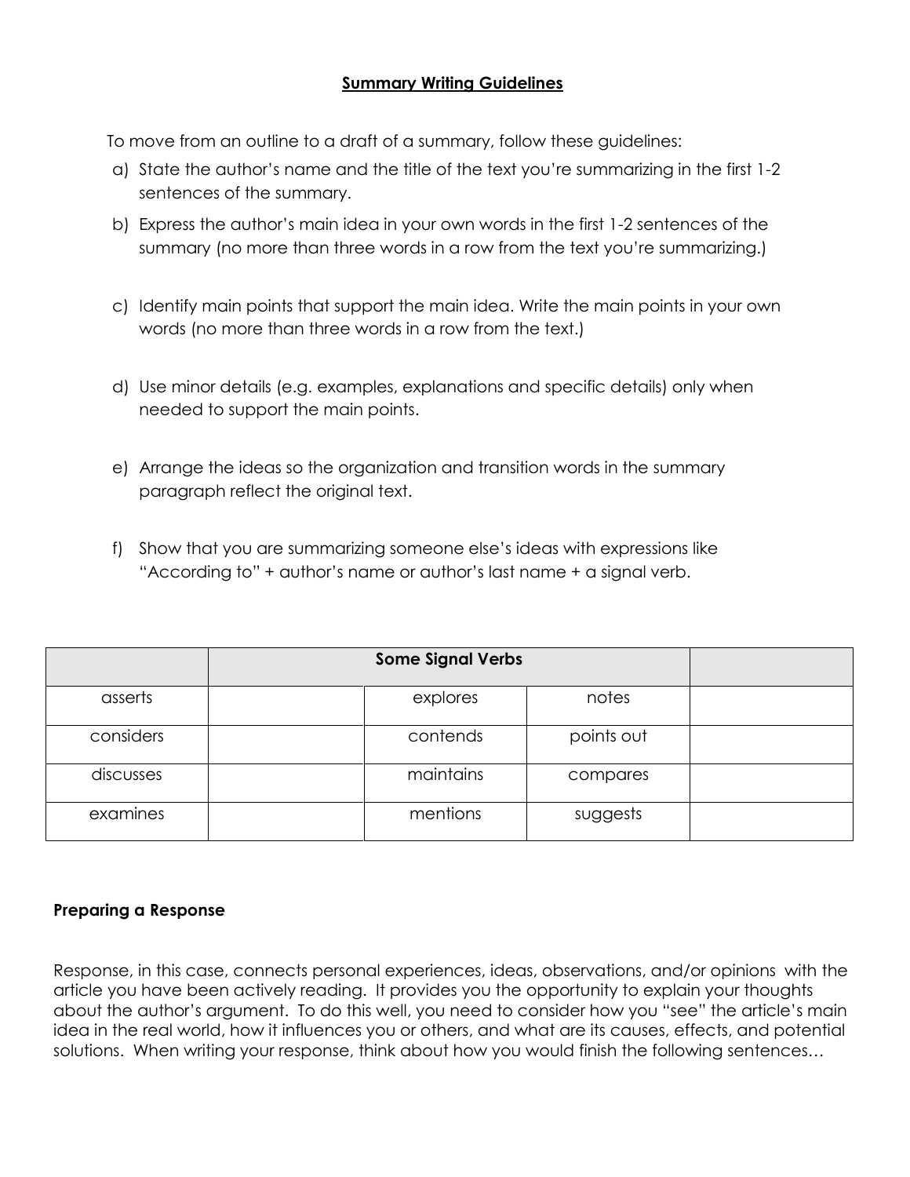## Summary Writing Guidelines

To move from an outline to a draft of a summary, follow these guidelines:

a) State the author's name and the title of the text you're summarizing in the first 1-2 sentences of the summary.

b) Express the author's main idea in your own words in the first 1-2 sentences of the summary (no more than three words in a row from the text you're summarizing.)

c) Identify main points that support the main idea. Write the main points in your own words (no more than three words in a row from the text.)

d) Use minor details (e.g. examples, explanations and specific details) only when needed to support the main points.

e) Arrange the ideas so the organization and transition words in the summary paragraph reflect the original text.

f) Show that you are summarizing someone else's ideas with expressions like "According to" + author's name or author's last name + a signal verb.

| | Some Signal Verbs | | | |
|---|---|---|---|---|
| asserts | | explores | notes | |
| considers | | contends | points out | |
| discusses | | maintains | compares | |
| examines | | mentions | suggests | |

**Preparing a Response**

Response, in this case, connects personal experiences, ideas, observations, and/or opinions with the article you have been actively reading. It provides you the opportunity to explain your thoughts about the author's argument. To do this well, you need to consider how you "see" the article's main idea in the real world, how it influences you or others, and what are its causes, effects, and potential solutions. When writing your response, think about how you would finish the following sentences…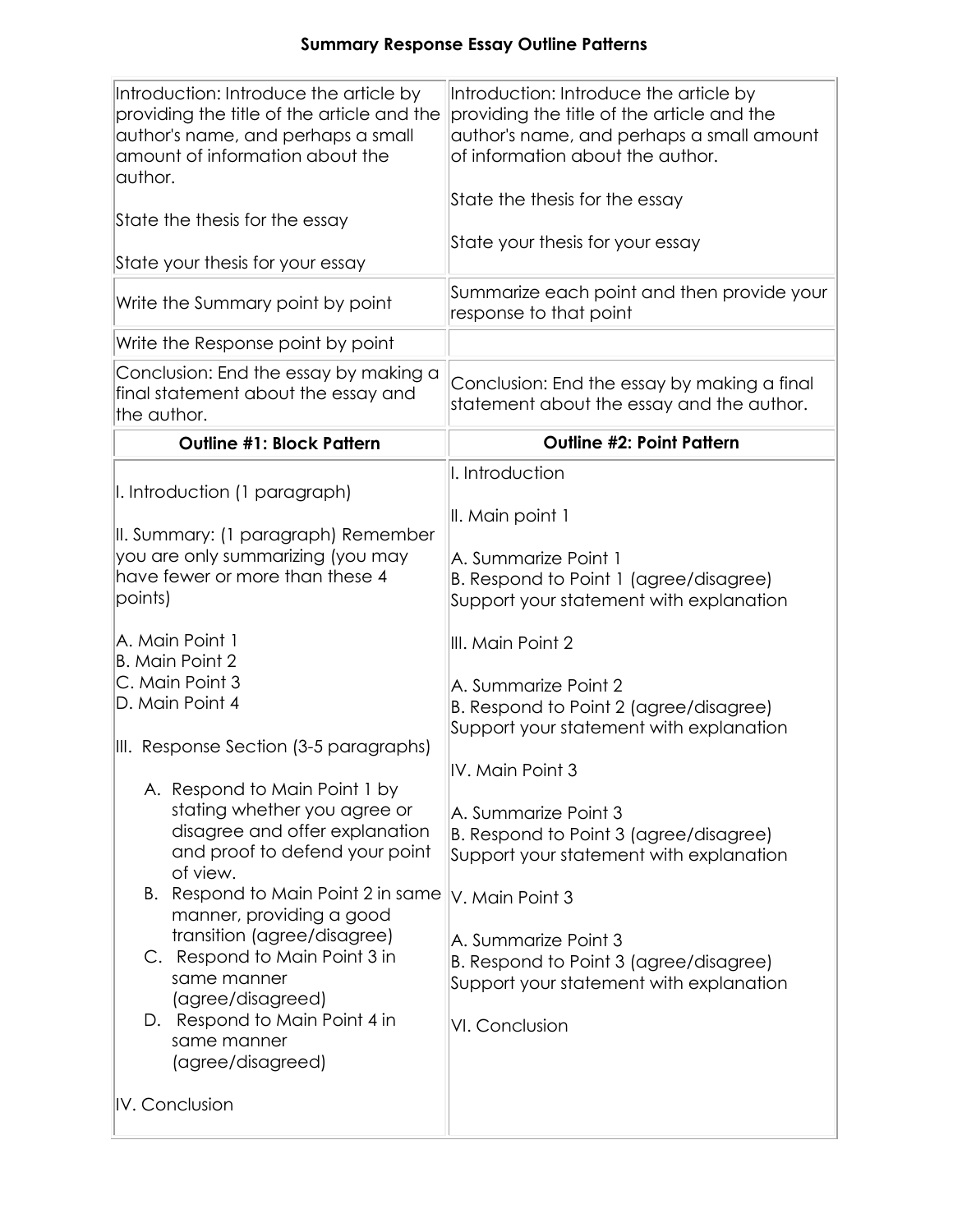# Summary Response Essay Outline Patterns

| | |
|---|---|
| Introduction: Introduce the article by providing the title of the article and the author's name, and perhaps a small amount of information about the author.<br><br>State the thesis for the essay<br><br>State your thesis for your essay | Introduction: Introduce the article by providing the title of the article and the author's name, and perhaps a small amount of information about the author.<br><br>State the thesis for the essay<br><br>State your thesis for your essay |
| Write the Summary point by point | Summarize each point and then provide your response to that point |
| Write the Response point by point | |
| Conclusion: End the essay by making a final statement about the essay and the author. | Conclusion: End the essay by making a final statement about the essay and the author. |
| **Outline #1: Block Pattern** | **Outline #2: Point Pattern** |
| I. Introduction (1 paragraph)<br><br>II. Summary: (1 paragraph) Remember you are only summarizing (you may have fewer or more than these 4 points)<br><br>A. Main Point 1<br>B. Main Point 2<br>C. Main Point 3<br>D. Main Point 4<br><br>III. Response Section (3-5 paragraphs)<br><br>A. Respond to Main Point 1 by stating whether you agree or disagree and offer explanation and proof to defend your point of view.<br>B. Respond to Main Point 2 in same manner, providing a good transition (agree/disagree)<br>C. Respond to Main Point 3 in same manner (agree/disagreed)<br>D. Respond to Main Point 4 in same manner (agree/disagreed)<br><br>IV. Conclusion | I. Introduction<br><br>II. Main point 1<br><br>A. Summarize Point 1<br>B. Respond to Point 1 (agree/disagree) Support your statement with explanation<br><br>III. Main Point 2<br><br>A. Summarize Point 2<br>B. Respond to Point 2 (agree/disagree) Support your statement with explanation<br><br>IV. Main Point 3<br><br>A. Summarize Point 3<br>B. Respond to Point 3 (agree/disagree) Support your statement with explanation<br><br>V. Main Point 3<br><br>A. Summarize Point 3<br>B. Respond to Point 3 (agree/disagree) Support your statement with explanation<br><br>VI. Conclusion |